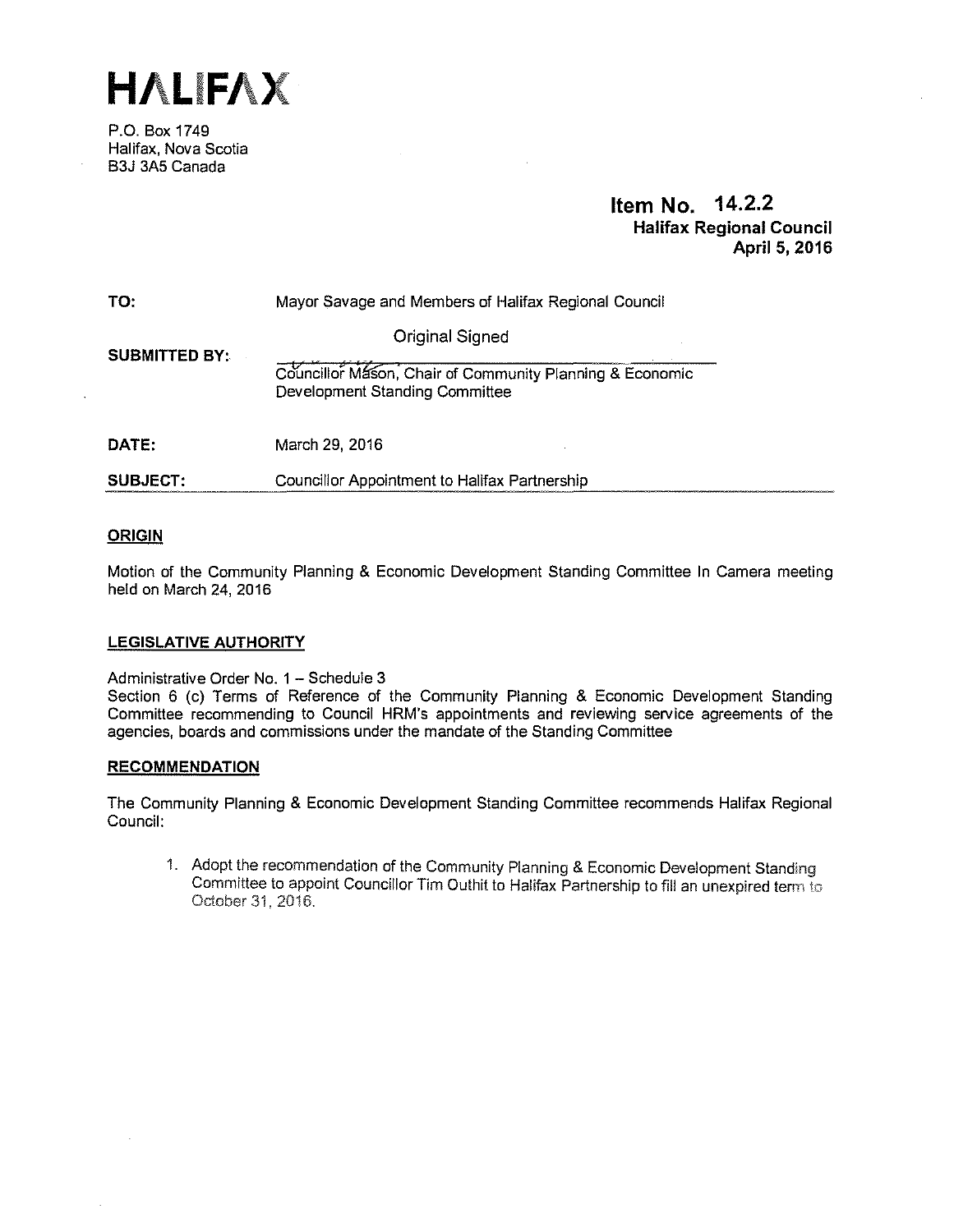# HALIFAX

P.O. Box 1749
Halifax, Nova Scotia
B3J 3A5 Canada

**Item No. 14.2.2**
**Halifax Regional Council**
**April 5, 2016**

| | |
|---|---|
| **TO:** | Mayor Savage and Members of Halifax Regional Council |
| **SUBMITTED BY:** | Original Signed<br>Councillor Mason, Chair of Community Planning & Economic Development Standing Committee |
| **DATE:** | March 29, 2016 |
| **SUBJECT:** | Councillor Appointment to Halifax Partnership |

## ORIGIN

Motion of the Community Planning & Economic Development Standing Committee In Camera meeting held on March 24, 2016

## LEGISLATIVE AUTHORITY

Administrative Order No. 1 – Schedule 3
Section 6 (c) Terms of Reference of the Community Planning & Economic Development Standing Committee recommending to Council HRM's appointments and reviewing service agreements of the agencies, boards and commissions under the mandate of the Standing Committee

## RECOMMENDATION

The Community Planning & Economic Development Standing Committee recommends Halifax Regional Council:

1. Adopt the recommendation of the Community Planning & Economic Development Standing Committee to appoint Councillor Tim Outhit to Halifax Partnership to fill an unexpired term to October 31, 2016.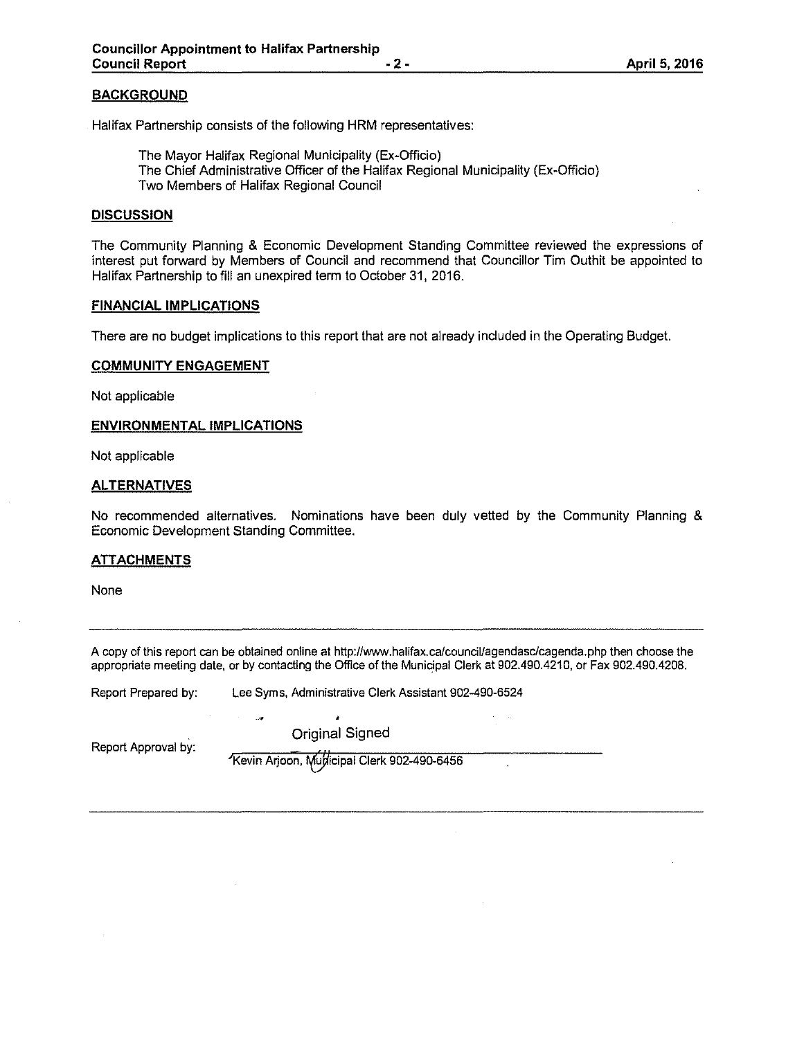**BACKGROUND**

Halifax Partnership consists of the following HRM representatives:

The Mayor Halifax Regional Municipality (Ex-Officio)
The Chief Administrative Officer of the Halifax Regional Municipality (Ex-Officio)
Two Members of Halifax Regional Council

**DISCUSSION**

The Community Planning & Economic Development Standing Committee reviewed the expressions of interest put forward by Members of Council and recommend that Councillor Tim Outhit be appointed to Halifax Partnership to fill an unexpired term to October 31, 2016.

**FINANCIAL IMPLICATIONS**

There are no budget implications to this report that are not already included in the Operating Budget.

**COMMUNITY ENGAGEMENT**

Not applicable

**ENVIRONMENTAL IMPLICATIONS**

Not applicable

**ALTERNATIVES**

No recommended alternatives. Nominations have been duly vetted by the Community Planning & Economic Development Standing Committee.

**ATTACHMENTS**

None

---

A copy of this report can be obtained online at http://www.halifax.ca/council/agendasc/cagenda.php then choose the appropriate meeting date, or by contacting the Office of the Municipal Clerk at 902.490.4210, or Fax 902.490.4208.

Report Prepared by: Lee Syms, Administrative Clerk Assistant 902-490-6524

Report Approval by: Original Signed
Kevin Arjoon, Municipal Clerk 902-490-6456